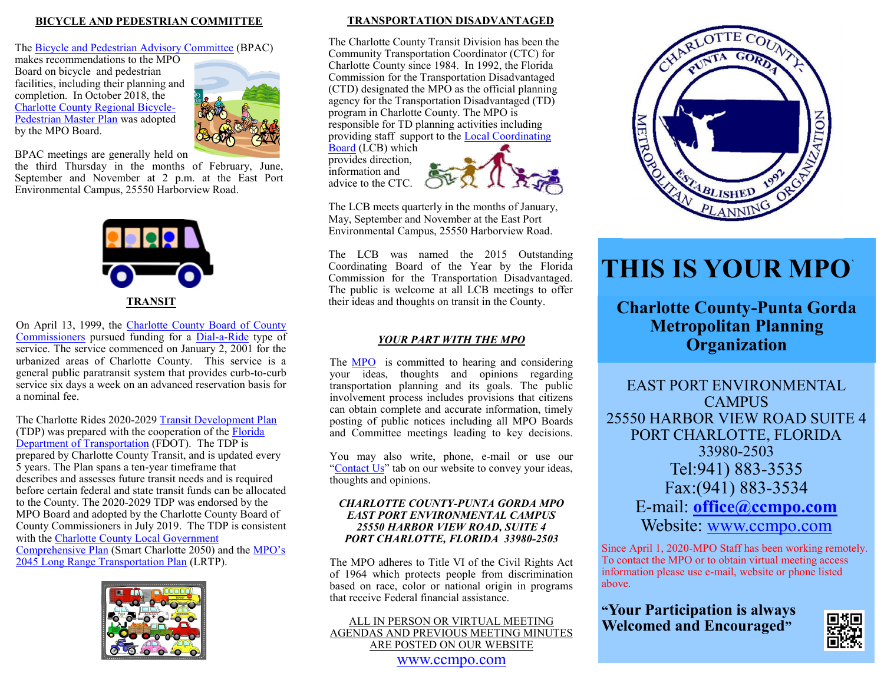## BICYCLE AND PEDESTRIAN COMMITTEE

The Bicycle and Pedestrian Advisory Committee (BPAC) makes recommendations to the MPO Board on bicycle and pedestrian facilities, including their planning and completion. In October 2018, the Charlotte County Regional Bicycle-Pedestrian Master Plan was adopted by the MPO Board.

BPAC meetings are generally held on the third Thursday in the months of February, June, September and November at 2 p.m. at the East Port Environmental Campus, 25550 Harborview Road.

## TRANSIT

On April 13, 1999, the Charlotte County Board of County Commissioners pursued funding for a Dial-a-Ride type of service. The service commenced on January 2, 2001 for the urbanized areas of Charlotte County. This service is a general public paratransit system that provides curb-to-curb service six days a week on an advanced reservation basis for a nominal fee.

The Charlotte Rides 2020-2029 Transit Development Plan (TDP) was prepared with the cooperation of the Florida Department of Transportation (FDOT). The TDP is prepared by Charlotte County Transit, and is updated every 5 years. The Plan spans a ten-year timeframe that describes and assesses future transit needs and is required before certain federal and state transit funds can be allocated to the County. The 2020-2029 TDP was endorsed by the MPO Board and adopted by the Charlotte County Board of County Commissioners in July 2019. The TDP is consistent with the Charlotte County Local Government Comprehensive Plan (Smart Charlotte 2050) and the MPO's 2045 Long Range Transportation Plan (LRTP).

## TRANSPORTATION DISADVANTAGED

The Charlotte County Transit Division has been the Community Transportation Coordinator (CTC) for Charlotte County since 1984. In 1992, the Florida Commission for the Transportation Disadvantaged (CTD) designated the MPO as the official planning agency for the Transportation Disadvantaged (TD) program in Charlotte County. The MPO is responsible for TD planning activities including providing staff support to the Local Coordinating Board (LCB) which provides direction, information and advice to the CTC.

The LCB meets quarterly in the months of January, May, September and November at the East Port Environmental Campus, 25550 Harborview Road.

The LCB was named the 2015 Outstanding Coordinating Board of the Year by the Florida Commission for the Transportation Disadvantaged. The public is welcome at all LCB meetings to offer their ideas and thoughts on transit in the County.

## *YOUR PART WITH THE MPO*

The MPO is committed to hearing and considering your ideas, thoughts and opinions regarding transportation planning and its goals. The public involvement process includes provisions that citizens can obtain complete and accurate information, timely posting of public notices including all MPO Boards and Committee meetings leading to key decisions.

You may also write, phone, e-mail or use our "Contact Us" tab on our website to convey your ideas, thoughts and opinions.

***CHARLOTTE COUNTY-PUNTA GORDA MPO***
***EAST PORT ENVIRONMENTAL CAMPUS***
***25550 HARBOR VIEW ROAD, SUITE 4***
***PORT CHARLOTTE, FLORIDA 33980-2503***

The MPO adheres to Title VI of the Civil Rights Act of 1964 which protects people from discrimination based on race, color or national origin in programs that receive Federal financial assistance.

ALL IN PERSON OR VIRTUAL MEETING AGENDAS AND PREVIOUS MEETING MINUTES ARE POSTED ON OUR WEBSITE

www.ccmpo.com

CHARLOTTE COUNTY-PUNTA GORDA METROPOLITAN PLANNING ORGANIZATION ESTABLISHED 1992

# THIS IS YOUR MPO

## Charlotte County-Punta Gorda Metropolitan Planning Organization

EAST PORT ENVIRONMENTAL CAMPUS
25550 HARBOR VIEW ROAD SUITE 4
PORT CHARLOTTE, FLORIDA
33980-2503
Tel:941) 883-3535
Fax:(941) 883-3534
E-mail: **office@ccmpo.com**
Website: www.ccmpo.com

Since April 1, 2020-MPO Staff has been working remotely. To contact the MPO or to obtain virtual meeting access information please use e-mail, website or phone listed above.

**"Your Participation is always Welcomed and Encouraged"**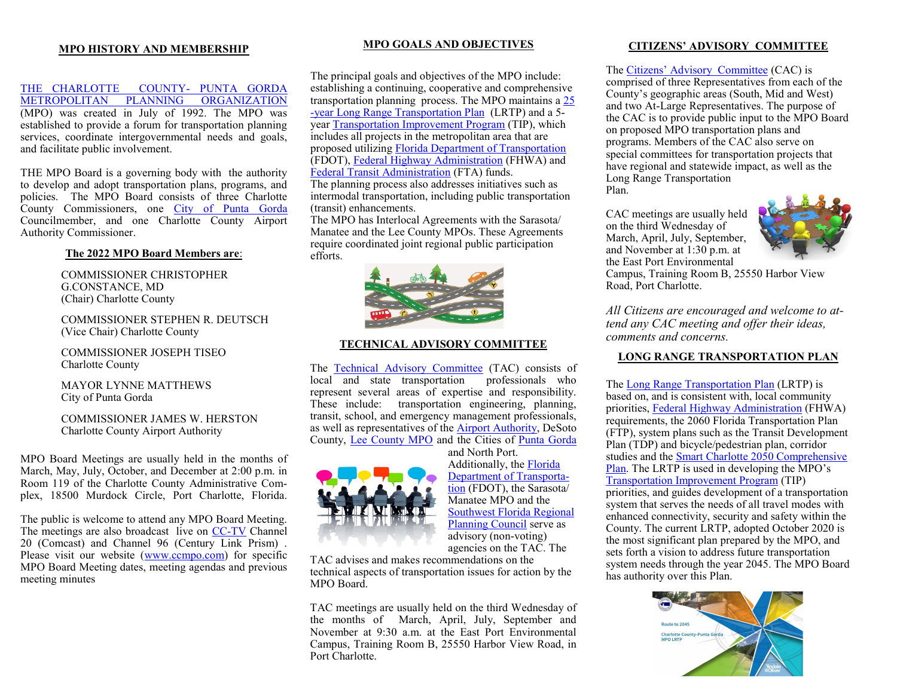## MPO HISTORY AND MEMBERSHIP

THE CHARLOTTE COUNTY- PUNTA GORDA METROPOLITAN PLANNING ORGANIZATION (MPO) was created in July of 1992. The MPO was established to provide a forum for transportation planning services, coordinate intergovernmental needs and goals, and facilitate public involvement.

THE MPO Board is a governing body with the authority to develop and adopt transportation plans, programs, and policies. The MPO Board consists of three Charlotte County Commissioners, one City of Punta Gorda Councilmember, and one Charlotte County Airport Authority Commissioner.

**The 2022 MPO Board Members are**:

COMMISSIONER CHRISTOPHER G.CONSTANCE, MD
(Chair) Charlotte County

COMMISSIONER STEPHEN R. DEUTSCH
(Vice Chair) Charlotte County

COMMISSIONER JOSEPH TISEO
Charlotte County

MAYOR LYNNE MATTHEWS
City of Punta Gorda

COMMISSIONER JAMES W. HERSTON
Charlotte County Airport Authority

MPO Board Meetings are usually held in the months of March, May, July, October, and December at 2:00 p.m. in Room 119 of the Charlotte County Administrative Complex, 18500 Murdock Circle, Port Charlotte, Florida.

The public is welcome to attend any MPO Board Meeting. The meetings are also broadcast live on CC-TV Channel 20 (Comcast) and Channel 96 (Century Link Prism) . Please visit our website (www.ccmpo.com) for specific MPO Board Meeting dates, meeting agendas and previous meeting minutes

## MPO GOALS AND OBJECTIVES

The principal goals and objectives of the MPO include: establishing a continuing, cooperative and comprehensive transportation planning process. The MPO maintains a 25-year Long Range Transportation Plan (LRTP) and a 5-year Transportation Improvement Program (TIP), which includes all projects in the metropolitan area that are proposed utilizing Florida Department of Transportation (FDOT), Federal Highway Administration (FHWA) and Federal Transit Administration (FTA) funds.
The planning process also addresses initiatives such as intermodal transportation, including public transportation (transit) enhancements.
The MPO has Interlocal Agreements with the Sarasota/ Manatee and the Lee County MPOs. These Agreements require coordinated joint regional public participation efforts.

## TECHNICAL ADVISORY COMMITTEE

The Technical Advisory Committee (TAC) consists of local and state transportation professionals who represent several areas of expertise and responsibility. These include: transportation engineering, planning, transit, school, and emergency management professionals, as well as representatives of the Airport Authority, DeSoto County, Lee County MPO and the Cities of Punta Gorda and North Port. Additionally, the Florida Department of Transportation (FDOT), the Sarasota/ Manatee MPO and the Southwest Florida Regional Planning Council serve as advisory (non-voting) agencies on the TAC. The TAC advises and makes recommendations on the technical aspects of transportation issues for action by the MPO Board.

TAC meetings are usually held on the third Wednesday of the months of March, April, July, September and November at 9:30 a.m. at the East Port Environmental Campus, Training Room B, 25550 Harbor View Road, in Port Charlotte.

## CITIZENS' ADVISORY COMMITTEE

The Citizens' Advisory Committee (CAC) is comprised of three Representatives from each of the County's geographic areas (South, Mid and West) and two At-Large Representatives. The purpose of the CAC is to provide public input to the MPO Board on proposed MPO transportation plans and programs. Members of the CAC also serve on special committees for transportation projects that have regional and statewide impact, as well as the Long Range Transportation Plan.

CAC meetings are usually held on the third Wednesday of March, April, July, September, and November at 1:30 p.m. at the East Port Environmental Campus, Training Room B, 25550 Harbor View Road, Port Charlotte.

*All Citizens are encouraged and welcome to attend any CAC meeting and offer their ideas, comments and concerns.*

## LONG RANGE TRANSPORTATION PLAN

The Long Range Transportation Plan (LRTP) is based on, and is consistent with, local community priorities, Federal Highway Administration (FHWA) requirements, the 2060 Florida Transportation Plan (FTP), system plans such as the Transit Development Plan (TDP) and bicycle/pedestrian plan, corridor studies and the Smart Charlotte 2050 Comprehensive Plan. The LRTP is used in developing the MPO's Transportation Improvement Program (TIP) priorities, and guides development of a transportation system that serves the needs of all travel modes with enhanced connectivity, security and safety within the County. The current LRTP, adopted October 2020 is the most significant plan prepared by the MPO, and sets forth a vision to address future transportation system needs through the year 2045. The MPO Board has authority over this Plan.